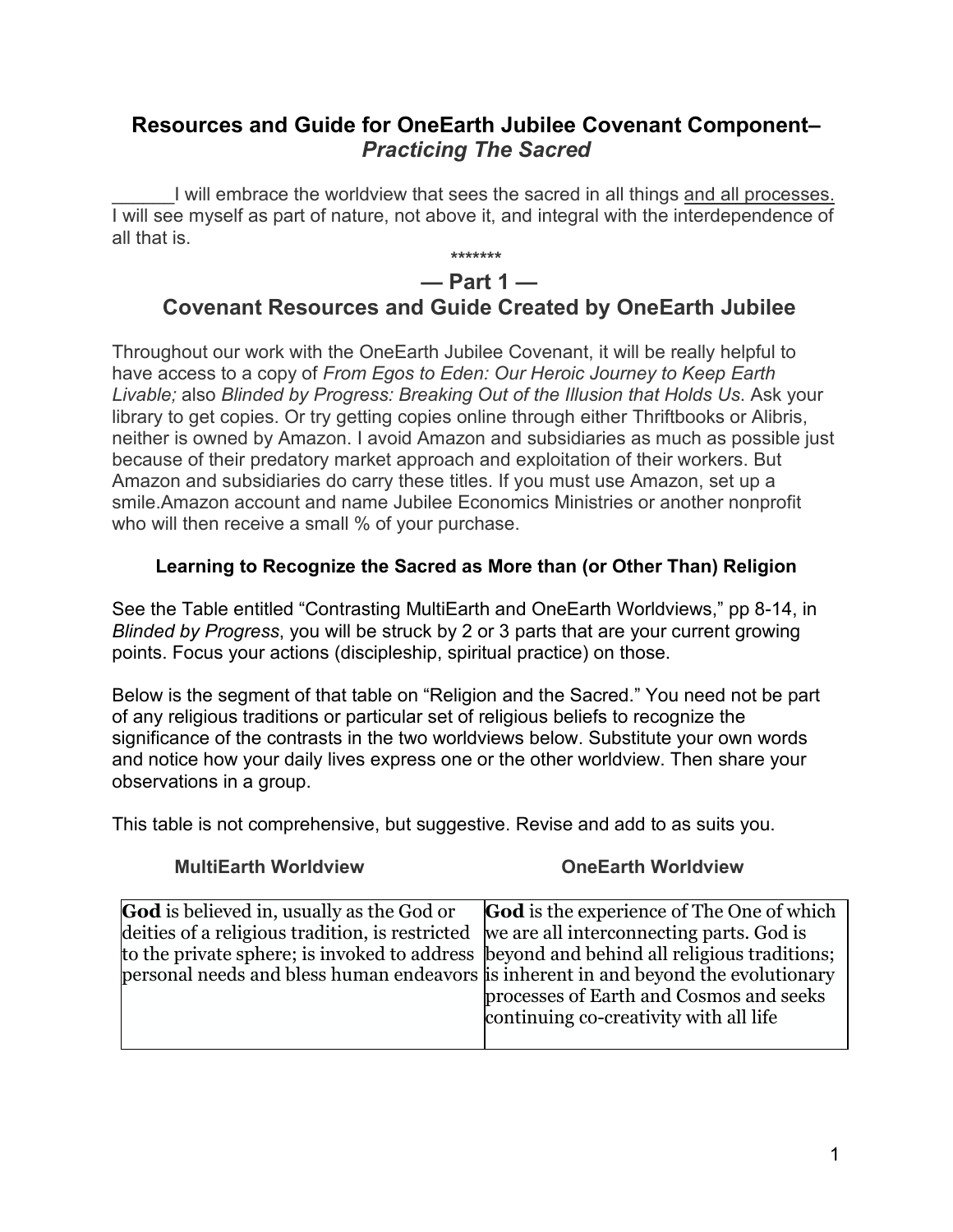# Resources and Guide for OneEarth Jubilee Covenant Component– *Practicing The Sacred*

______I will embrace the worldview that sees the sacred in all things <u>and all processes.</u> I will see myself as part of nature, not above it, and integral with the interdependence of all that is.

*******

## — Part 1 —
## Covenant Resources and Guide Created by OneEarth Jubilee

Throughout our work with the OneEarth Jubilee Covenant, it will be really helpful to have access to a copy of *From Egos to Eden: Our Heroic Journey to Keep Earth Livable;* also *Blinded by Progress: Breaking Out of the Illusion that Holds Us*. Ask your library to get copies. Or try getting copies online through either Thriftbooks or Alibris, neither is owned by Amazon. I avoid Amazon and subsidiaries as much as possible just because of their predatory market approach and exploitation of their workers. But Amazon and subsidiaries do carry these titles. If you must use Amazon, set up a smile.Amazon account and name Jubilee Economics Ministries or another nonprofit who will then receive a small % of your purchase.

### Learning to Recognize the Sacred as More than (or Other Than) Religion

See the Table entitled "Contrasting MultiEarth and OneEarth Worldviews," pp 8-14, in *Blinded by Progress*, you will be struck by 2 or 3 parts that are your current growing points. Focus your actions (discipleship, spiritual practice) on those.

Below is the segment of that table on "Religion and the Sacred." You need not be part of any religious traditions or particular set of religious beliefs to recognize the significance of the contrasts in the two worldviews below. Substitute your own words and notice how your daily lives express one or the other worldview. Then share your observations in a group.

This table is not comprehensive, but suggestive. Revise and add to as suits you.

| MultiEarth Worldview | OneEarth Worldview |
|---|---|
| **God** is believed in, usually as the God or deities of a religious tradition, is restricted to the private sphere; is invoked to address personal needs and bless human endeavors | **God** is the experience of The One of which we are all interconnecting parts. God is beyond and behind all religious traditions; is inherent in and beyond the evolutionary processes of Earth and Cosmos and seeks continuing co-creativity with all life |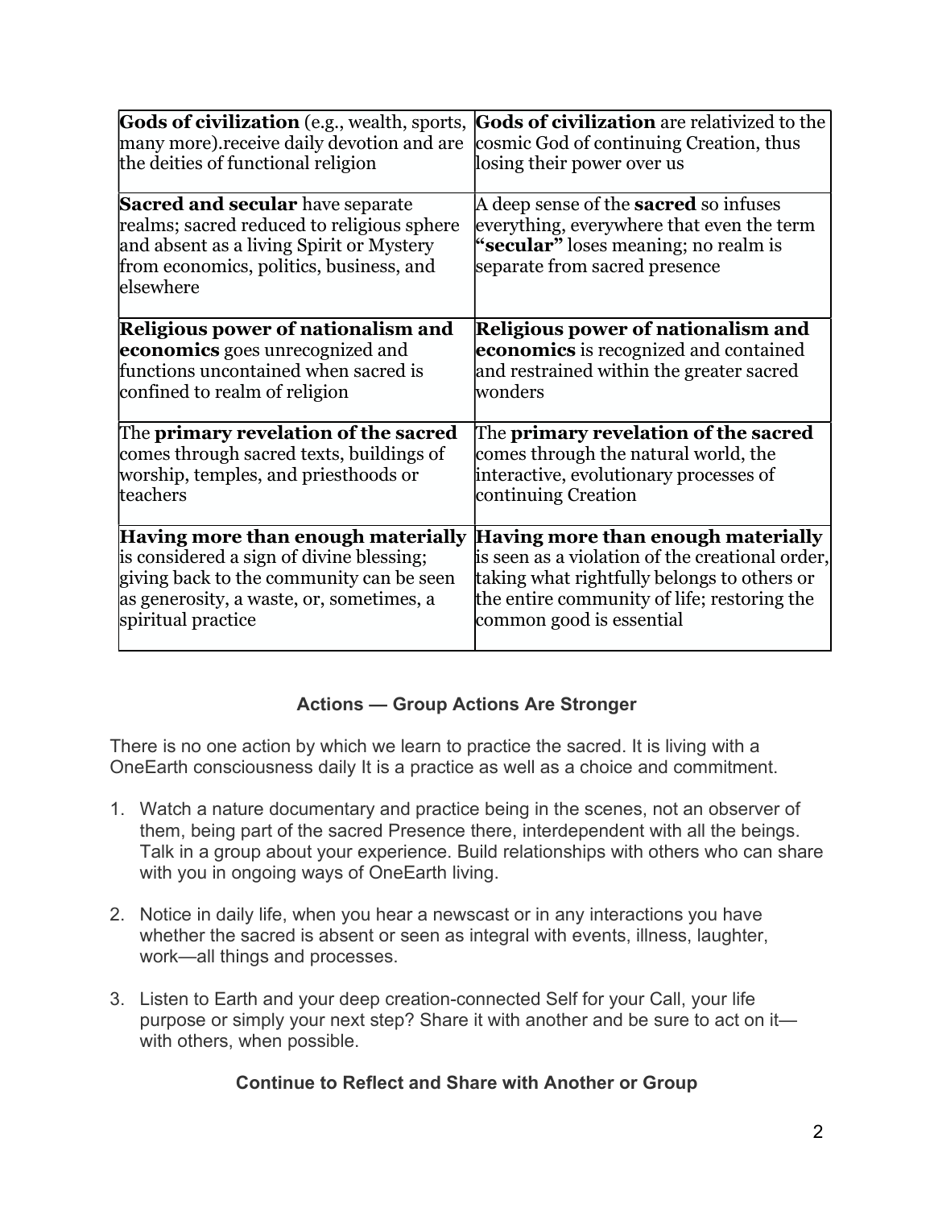| | |
|---|---|
| **Gods of civilization** (e.g., wealth, sports, many more).receive daily devotion and are the deities of functional religion | **Gods of civilization** are relativized to the cosmic God of continuing Creation, thus losing their power over us |
| **Sacred and secular** have separate realms; sacred reduced to religious sphere and absent as a living Spirit or Mystery from economics, politics, business, and elsewhere | A deep sense of the **sacred** so infuses everything, everywhere that even the term **"secular"** loses meaning; no realm is separate from sacred presence |
| **Religious power of nationalism and economics** goes unrecognized and functions uncontained when sacred is confined to realm of religion | **Religious power of nationalism and economics** is recognized and contained and restrained within the greater sacred wonders |
| The **primary revelation of the sacred** comes through sacred texts, buildings of worship, temples, and priesthoods or teachers | The **primary revelation of the sacred** comes through the natural world, the interactive, evolutionary processes of continuing Creation |
| **Having more than enough materially** is considered a sign of divine blessing; giving back to the community can be seen as generosity, a waste, or, sometimes, a spiritual practice | **Having more than enough materially** is seen as a violation of the creational order, taking what rightfully belongs to others or the entire community of life; restoring the common good is essential |

### Actions — Group Actions Are Stronger

There is no one action by which we learn to practice the sacred. It is living with a OneEarth consciousness daily It is a practice as well as a choice and commitment.

1. Watch a nature documentary and practice being in the scenes, not an observer of them, being part of the sacred Presence there, interdependent with all the beings. Talk in a group about your experience. Build relationships with others who can share with you in ongoing ways of OneEarth living.

2. Notice in daily life, when you hear a newscast or in any interactions you have whether the sacred is absent or seen as integral with events, illness, laughter, work—all things and processes.

3. Listen to Earth and your deep creation-connected Self for your Call, your life purpose or simply your next step? Share it with another and be sure to act on it—with others, when possible.

### Continue to Reflect and Share with Another or Group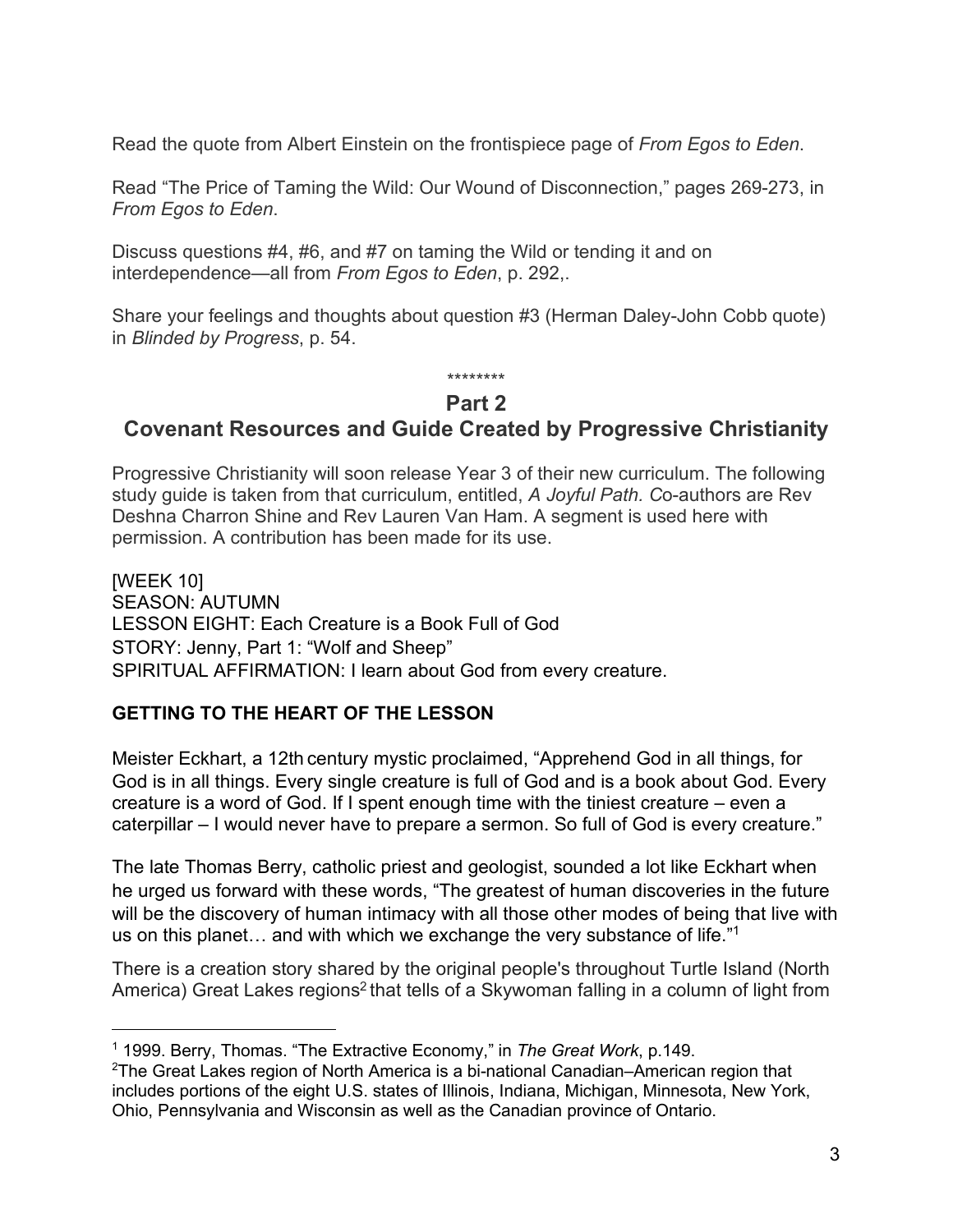Read the quote from Albert Einstein on the frontispiece page of *From Egos to Eden*.

Read "The Price of Taming the Wild: Our Wound of Disconnection," pages 269-273, in *From Egos to Eden*.

Discuss questions #4, #6, and #7 on taming the Wild or tending it and on interdependence—all from *From Egos to Eden*, p. 292,.

Share your feelings and thoughts about question #3 (Herman Daley-John Cobb quote) in *Blinded by Progress*, p. 54.

\*\*\*\*\*\*\*\*

## Part 2
## Covenant Resources and Guide Created by Progressive Christianity

Progressive Christianity will soon release Year 3 of their new curriculum. The following study guide is taken from that curriculum, entitled, *A Joyful Path. C*o-authors are Rev Deshna Charron Shine and Rev Lauren Van Ham. A segment is used here with permission. A contribution has been made for its use.

[WEEK 10]
SEASON: AUTUMN
LESSON EIGHT: Each Creature is a Book Full of God
STORY: Jenny, Part 1: "Wolf and Sheep"
SPIRITUAL AFFIRMATION: I learn about God from every creature.

**GETTING TO THE HEART OF THE LESSON**

Meister Eckhart, a 12th century mystic proclaimed, "Apprehend God in all things, for God is in all things. Every single creature is full of God and is a book about God. Every creature is a word of God. If I spent enough time with the tiniest creature – even a caterpillar – I would never have to prepare a sermon. So full of God is every creature."

The late Thomas Berry, catholic priest and geologist, sounded a lot like Eckhart when he urged us forward with these words, "The greatest of human discoveries in the future will be the discovery of human intimacy with all those other modes of being that live with us on this planet… and with which we exchange the very substance of life."[1]

There is a creation story shared by the original people's throughout Turtle Island (North America) Great Lakes regions[2] that tells of a Skywoman falling in a column of light from

---

[1] 1999. Berry, Thomas. "The Extractive Economy," in *The Great Work*, p.149.

[2] The Great Lakes region of North America is a bi-national Canadian–American region that includes portions of the eight U.S. states of Illinois, Indiana, Michigan, Minnesota, New York, Ohio, Pennsylvania and Wisconsin as well as the Canadian province of Ontario.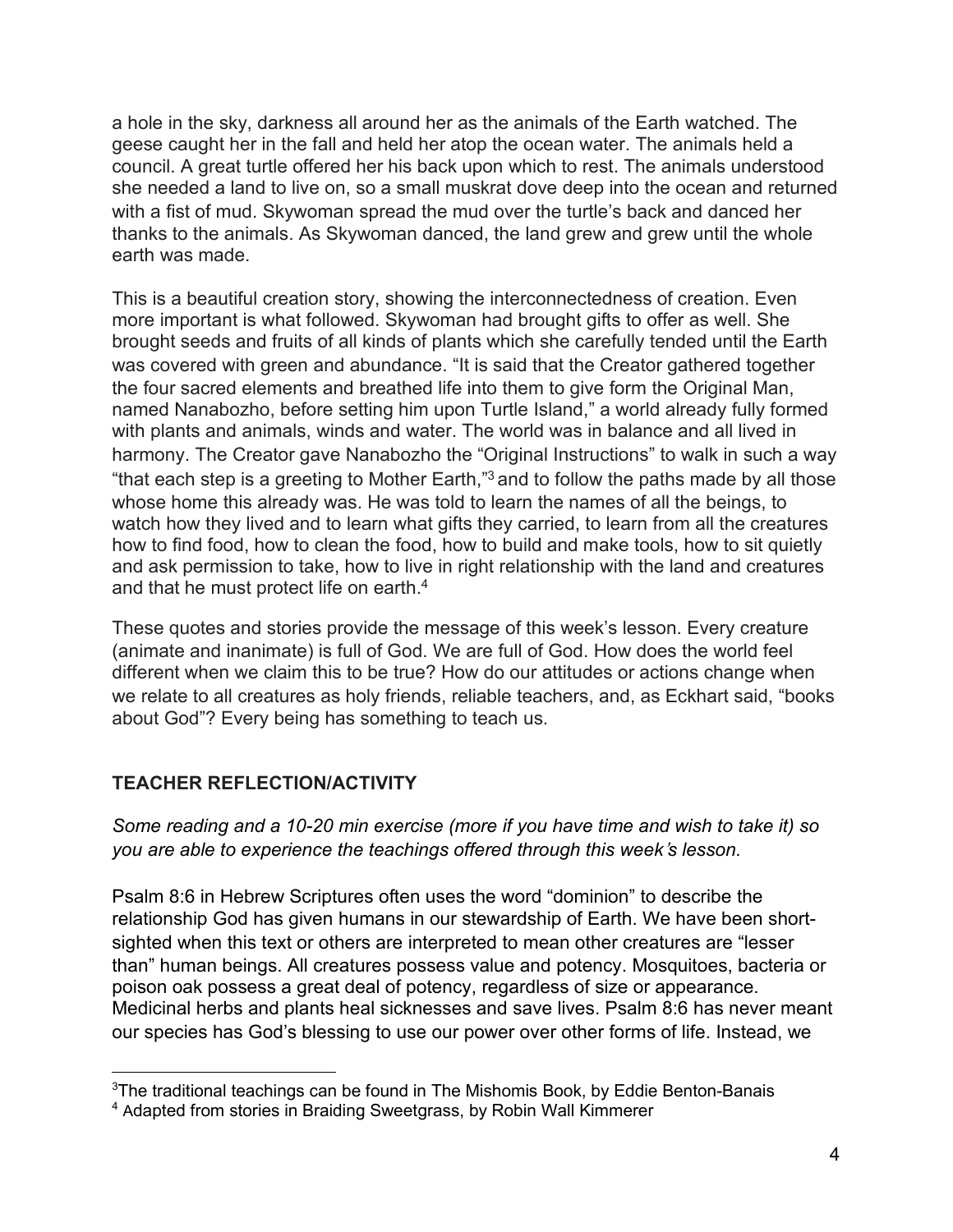a hole in the sky, darkness all around her as the animals of the Earth watched. The geese caught her in the fall and held her atop the ocean water. The animals held a council. A great turtle offered her his back upon which to rest. The animals understood she needed a land to live on, so a small muskrat dove deep into the ocean and returned with a fist of mud. Skywoman spread the mud over the turtle's back and danced her thanks to the animals. As Skywoman danced, the land grew and grew until the whole earth was made.

This is a beautiful creation story, showing the interconnectedness of creation. Even more important is what followed. Skywoman had brought gifts to offer as well. She brought seeds and fruits of all kinds of plants which she carefully tended until the Earth was covered with green and abundance. "It is said that the Creator gathered together the four sacred elements and breathed life into them to give form the Original Man, named Nanabozho, before setting him upon Turtle Island," a world already fully formed with plants and animals, winds and water. The world was in balance and all lived in harmony. The Creator gave Nanabozho the "Original Instructions" to walk in such a way "that each step is a greeting to Mother Earth,"[3] and to follow the paths made by all those whose home this already was. He was told to learn the names of all the beings, to watch how they lived and to learn what gifts they carried, to learn from all the creatures how to find food, how to clean the food, how to build and make tools, how to sit quietly and ask permission to take, how to live in right relationship with the land and creatures and that he must protect life on earth.[4]

These quotes and stories provide the message of this week's lesson. Every creature (animate and inanimate) is full of God. We are full of God. How does the world feel different when we claim this to be true? How do our attitudes or actions change when we relate to all creatures as holy friends, reliable teachers, and, as Eckhart said, "books about God"? Every being has something to teach us.

## TEACHER REFLECTION/ACTIVITY

*Some reading and a 10-20 min exercise (more if you have time and wish to take it) so you are able to experience the teachings offered through this week's lesson.*

Psalm 8:6 in Hebrew Scriptures often uses the word "dominion" to describe the relationship God has given humans in our stewardship of Earth. We have been short-sighted when this text or others are interpreted to mean other creatures are "lesser than" human beings. All creatures possess value and potency. Mosquitoes, bacteria or poison oak possess a great deal of potency, regardless of size or appearance. Medicinal herbs and plants heal sicknesses and save lives. Psalm 8:6 has never meant our species has God's blessing to use our power over other forms of life. Instead, we

---

[3] The traditional teachings can be found in The Mishomis Book, by Eddie Benton-Banais

[4] Adapted from stories in Braiding Sweetgrass, by Robin Wall Kimmerer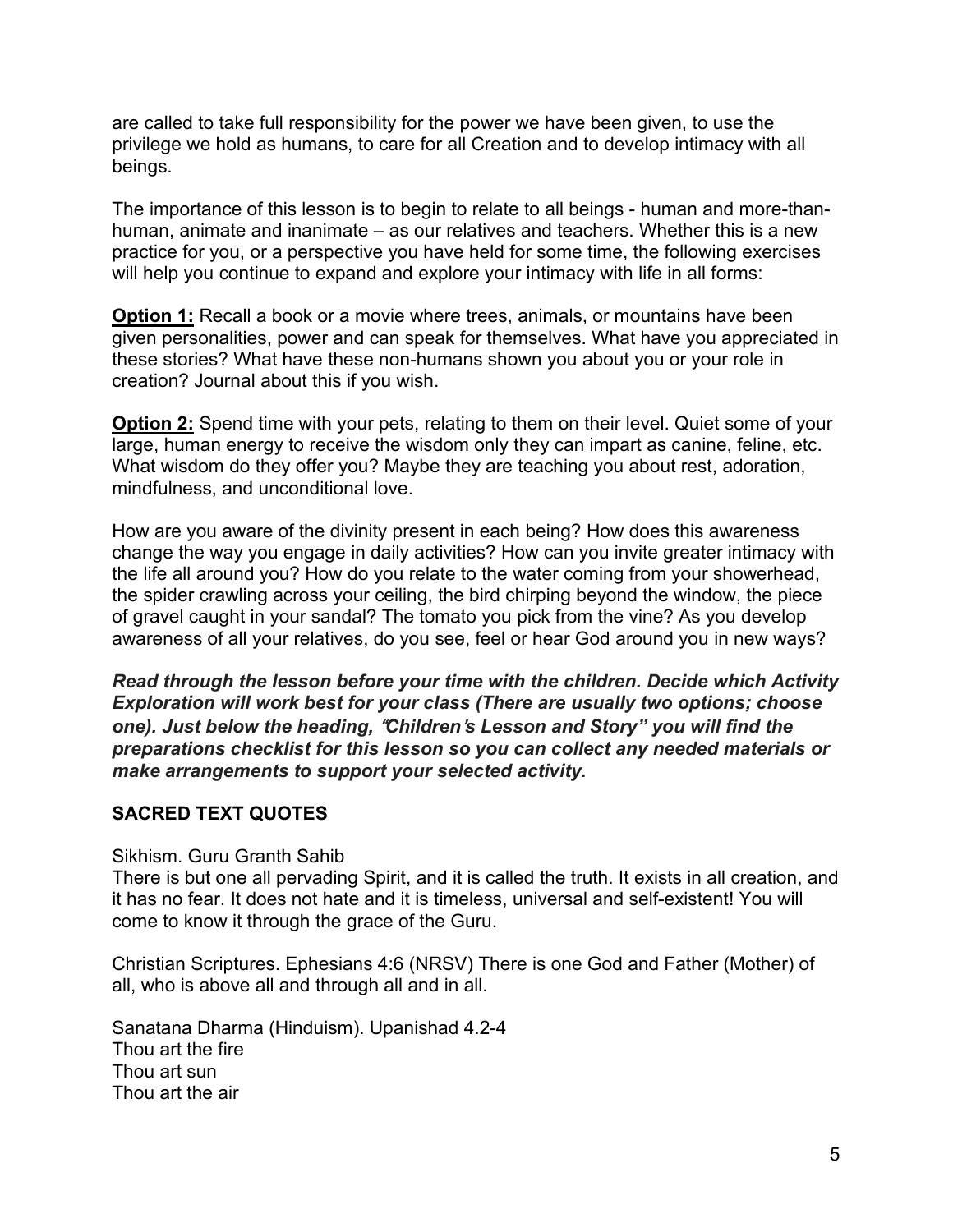are called to take full responsibility for the power we have been given, to use the privilege we hold as humans, to care for all Creation and to develop intimacy with all beings.

The importance of this lesson is to begin to relate to all beings - human and more-than-human, animate and inanimate – as our relatives and teachers. Whether this is a new practice for you, or a perspective you have held for some time, the following exercises will help you continue to expand and explore your intimacy with life in all forms:

**Option 1:** Recall a book or a movie where trees, animals, or mountains have been given personalities, power and can speak for themselves. What have you appreciated in these stories? What have these non-humans shown you about you or your role in creation? Journal about this if you wish.

**Option 2:** Spend time with your pets, relating to them on their level. Quiet some of your large, human energy to receive the wisdom only they can impart as canine, feline, etc. What wisdom do they offer you? Maybe they are teaching you about rest, adoration, mindfulness, and unconditional love.

How are you aware of the divinity present in each being? How does this awareness change the way you engage in daily activities? How can you invite greater intimacy with the life all around you? How do you relate to the water coming from your showerhead, the spider crawling across your ceiling, the bird chirping beyond the window, the piece of gravel caught in your sandal? The tomato you pick from the vine? As you develop awareness of all your relatives, do you see, feel or hear God around you in new ways?

***Read through the lesson before your time with the children. Decide which Activity Exploration will work best for your class (There are usually two options; choose one). Just below the heading, "Children's Lesson and Story" you will find the preparations checklist for this lesson so you can collect any needed materials or make arrangements to support your selected activity.***

## SACRED TEXT QUOTES

Sikhism. Guru Granth Sahib
There is but one all pervading Spirit, and it is called the truth. It exists in all creation, and it has no fear. It does not hate and it is timeless, universal and self-existent! You will come to know it through the grace of the Guru.

Christian Scriptures. Ephesians 4:6 (NRSV) There is one God and Father (Mother) of all, who is above all and through all and in all.

Sanatana Dharma (Hinduism). Upanishad 4.2-4
Thou art the fire
Thou art sun
Thou art the air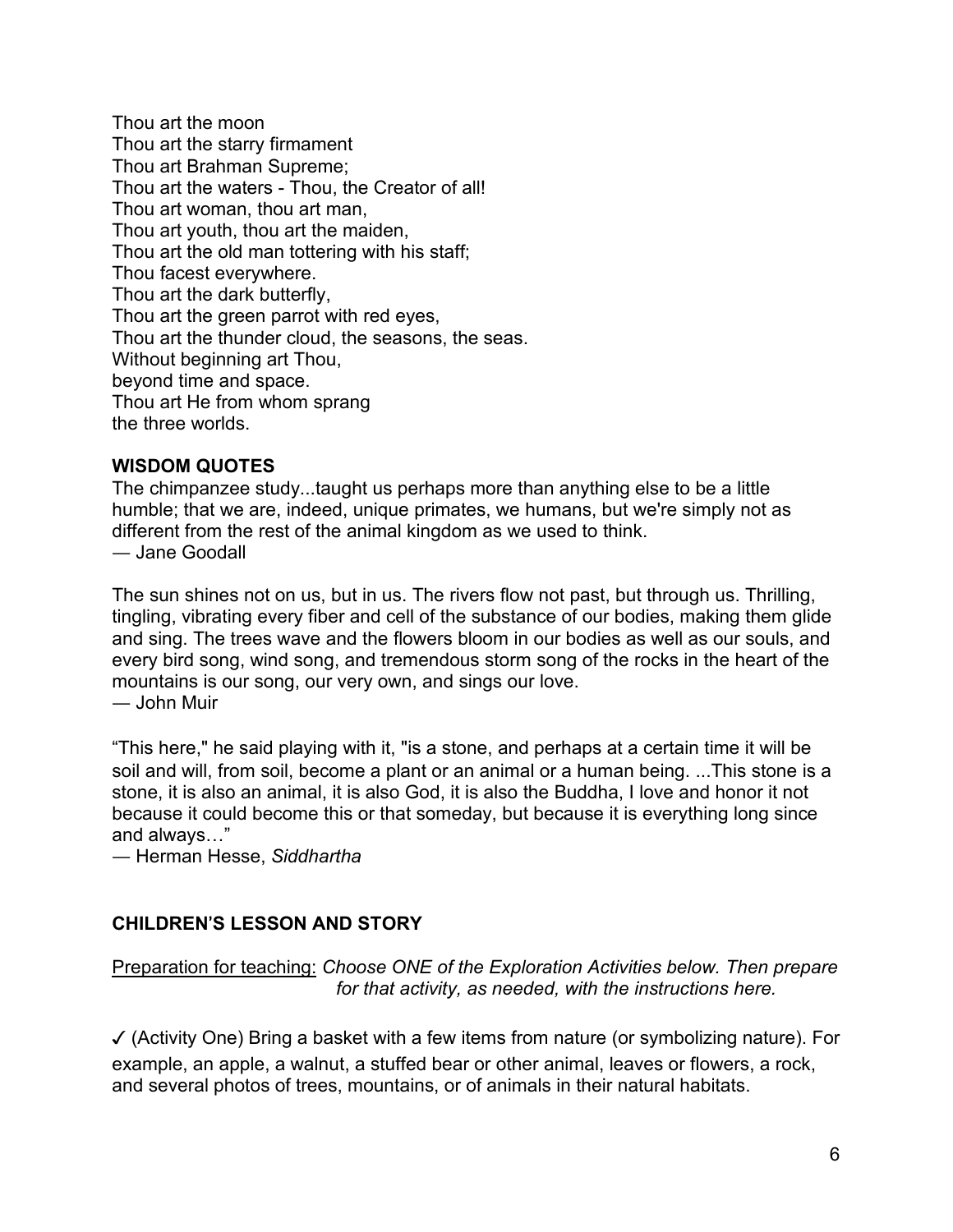Thou art the moon  
Thou art the starry firmament  
Thou art Brahman Supreme;  
Thou art the waters - Thou, the Creator of all!  
Thou art woman, thou art man,  
Thou art youth, thou art the maiden,  
Thou art the old man tottering with his staff;  
Thou facest everywhere.  
Thou art the dark butterfly,  
Thou art the green parrot with red eyes,  
Thou art the thunder cloud, the seasons, the seas.  
Without beginning art Thou,  
beyond time and space.  
Thou art He from whom sprang  
the three worlds.

**WISDOM QUOTES**

The chimpanzee study...taught us perhaps more than anything else to be a little humble; that we are, indeed, unique primates, we humans, but we're simply not as different from the rest of the animal kingdom as we used to think.  
— Jane Goodall

The sun shines not on us, but in us. The rivers flow not past, but through us. Thrilling, tingling, vibrating every fiber and cell of the substance of our bodies, making them glide and sing. The trees wave and the flowers bloom in our bodies as well as our souls, and every bird song, wind song, and tremendous storm song of the rocks in the heart of the mountains is our song, our very own, and sings our love.  
— John Muir

“This here," he said playing with it, "is a stone, and perhaps at a certain time it will be soil and will, from soil, become a plant or an animal or a human being. ...This stone is a stone, it is also an animal, it is also God, it is also the Buddha, I love and honor it not because it could become this or that someday, but because it is everything long since and always…”  
— Herman Hesse, *Siddhartha*

**CHILDREN'S LESSON AND STORY**

Preparation for teaching: *Choose ONE of the Exploration Activities below. Then prepare for that activity, as needed, with the instructions here.*

✓ (Activity One) Bring a basket with a few items from nature (or symbolizing nature). For example, an apple, a walnut, a stuffed bear or other animal, leaves or flowers, a rock, and several photos of trees, mountains, or of animals in their natural habitats.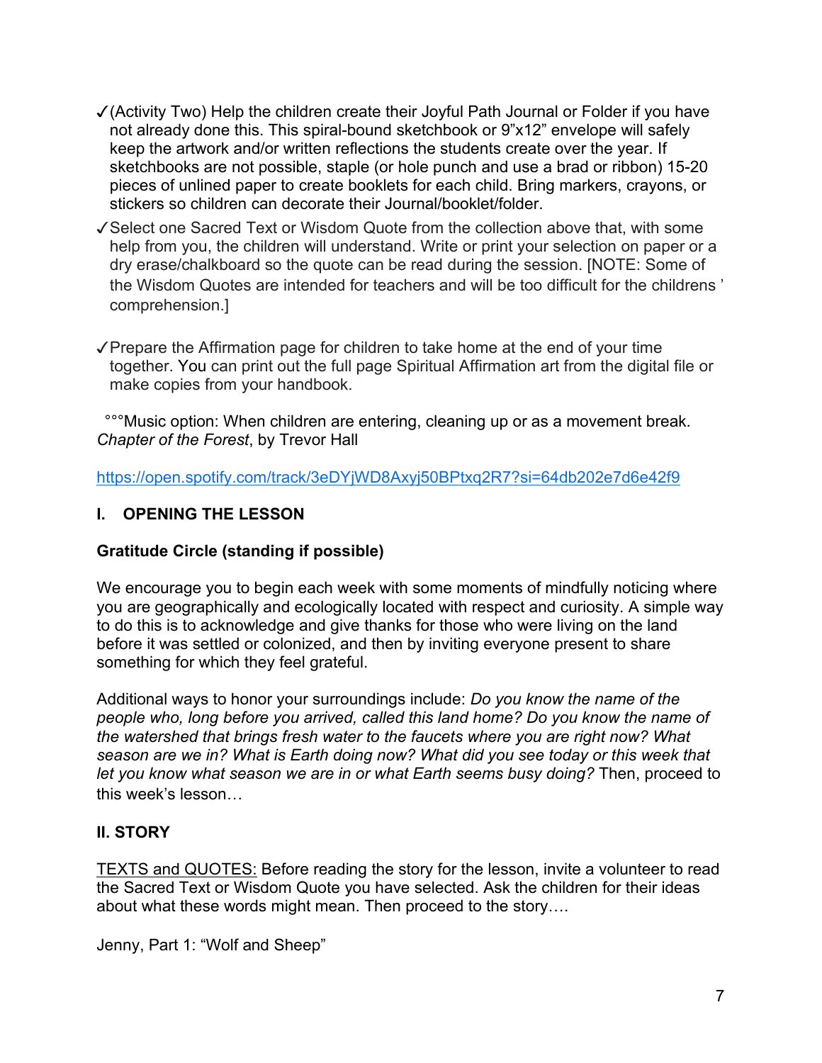- ✓(Activity Two) Help the children create their Joyful Path Journal or Folder if you have not already done this. This spiral-bound sketchbook or 9"x12" envelope will safely keep the artwork and/or written reflections the students create over the year. If sketchbooks are not possible, staple (or hole punch and use a brad or ribbon) 15-20 pieces of unlined paper to create booklets for each child. Bring markers, crayons, or stickers so children can decorate their Journal/booklet/folder.
- ✓Select one Sacred Text or Wisdom Quote from the collection above that, with some help from you, the children will understand. Write or print your selection on paper or a dry erase/chalkboard so the quote can be read during the session. [NOTE: Some of the Wisdom Quotes are intended for teachers and will be too difficult for the childrens ' comprehension.]
- ✓Prepare the Affirmation page for children to take home at the end of your time together. You can print out the full page Spiritual Affirmation art from the digital file or make copies from your handbook.

°°°Music option: When children are entering, cleaning up or as a movement break. *Chapter of the Forest*, by Trevor Hall

https://open.spotify.com/track/3eDYjWD8Axyj50BPtxq2R7?si=64db202e7d6e42f9

## I. OPENING THE LESSON

**Gratitude Circle (standing if possible)**

We encourage you to begin each week with some moments of mindfully noticing where you are geographically and ecologically located with respect and curiosity. A simple way to do this is to acknowledge and give thanks for those who were living on the land before it was settled or colonized, and then by inviting everyone present to share something for which they feel grateful.

Additional ways to honor your surroundings include: *Do you know the name of the people who, long before you arrived, called this land home? Do you know the name of the watershed that brings fresh water to the faucets where you are right now? What season are we in? What is Earth doing now? What did you see today or this week that let you know what season we are in or what Earth seems busy doing?* Then, proceed to this week's lesson…

## II. STORY

<u>TEXTS and QUOTES:</u> Before reading the story for the lesson, invite a volunteer to read the Sacred Text or Wisdom Quote you have selected. Ask the children for their ideas about what these words might mean. Then proceed to the story….

Jenny, Part 1: "Wolf and Sheep"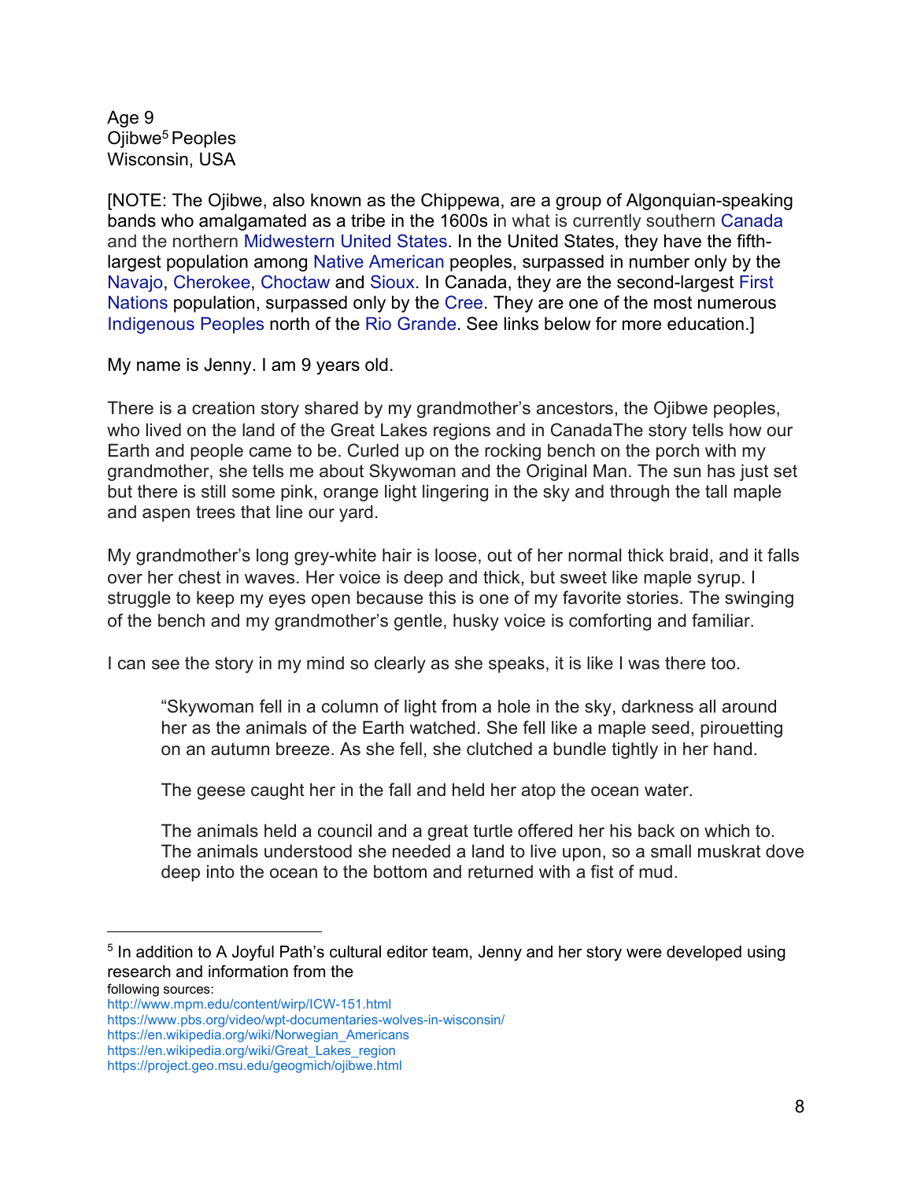Age 9
Ojibwe[5] Peoples
Wisconsin, USA

[NOTE: The Ojibwe, also known as the Chippewa, are a group of Algonquian-speaking bands who amalgamated as a tribe in the 1600s in what is currently southern Canada and the northern Midwestern United States. In the United States, they have the fifth-largest population among Native American peoples, surpassed in number only by the Navajo, Cherokee, Choctaw and Sioux. In Canada, they are the second-largest First Nations population, surpassed only by the Cree. They are one of the most numerous Indigenous Peoples north of the Rio Grande. See links below for more education.]

My name is Jenny. I am 9 years old.

There is a creation story shared by my grandmother's ancestors, the Ojibwe peoples, who lived on the land of the Great Lakes regions and in CanadaThe story tells how our Earth and people came to be. Curled up on the rocking bench on the porch with my grandmother, she tells me about Skywoman and the Original Man. The sun has just set but there is still some pink, orange light lingering in the sky and through the tall maple and aspen trees that line our yard.

My grandmother's long grey-white hair is loose, out of her normal thick braid, and it falls over her chest in waves. Her voice is deep and thick, but sweet like maple syrup. I struggle to keep my eyes open because this is one of my favorite stories. The swinging of the bench and my grandmother's gentle, husky voice is comforting and familiar.

I can see the story in my mind so clearly as she speaks, it is like I was there too.

> "Skywoman fell in a column of light from a hole in the sky, darkness all around her as the animals of the Earth watched. She fell like a maple seed, pirouetting on an autumn breeze. As she fell, she clutched a bundle tightly in her hand.
>
> The geese caught her in the fall and held her atop the ocean water.
>
> The animals held a council and a great turtle offered her his back on which to. The animals understood she needed a land to live upon, so a small muskrat dove deep into the ocean to the bottom and returned with a fist of mud.

---

[5] In addition to A Joyful Path's cultural editor team, Jenny and her story were developed using research and information from the following sources:
http://www.mpm.edu/content/wirp/ICW-151.html
https://www.pbs.org/video/wpt-documentaries-wolves-in-wisconsin/
https://en.wikipedia.org/wiki/Norwegian_Americans
https://en.wikipedia.org/wiki/Great_Lakes_region
https://project.geo.msu.edu/geogmich/ojibwe.html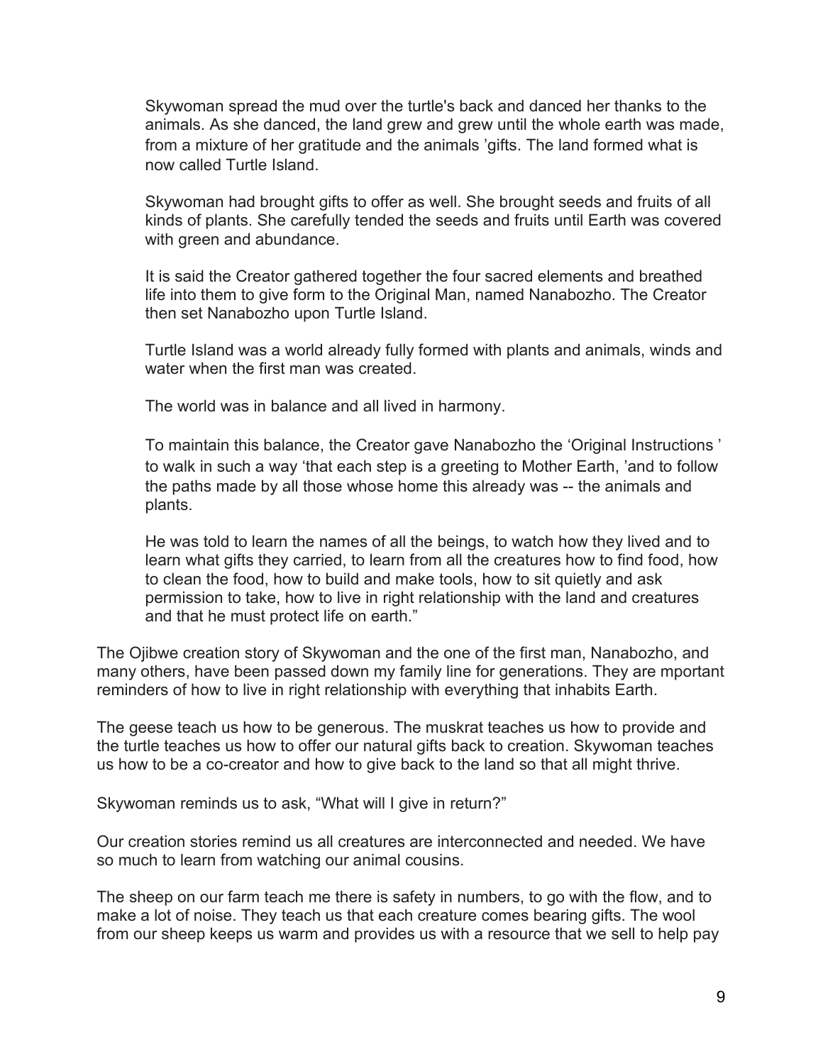> Skywoman spread the mud over the turtle's back and danced her thanks to the animals. As she danced, the land grew and grew until the whole earth was made, from a mixture of her gratitude and the animals 'gifts. The land formed what is now called Turtle Island.
>
> Skywoman had brought gifts to offer as well. She brought seeds and fruits of all kinds of plants. She carefully tended the seeds and fruits until Earth was covered with green and abundance.
>
> It is said the Creator gathered together the four sacred elements and breathed life into them to give form to the Original Man, named Nanabozho. The Creator then set Nanabozho upon Turtle Island.
>
> Turtle Island was a world already fully formed with plants and animals, winds and water when the first man was created.
>
> The world was in balance and all lived in harmony.
>
> To maintain this balance, the Creator gave Nanabozho the 'Original Instructions ' to walk in such a way 'that each step is a greeting to Mother Earth, 'and to follow the paths made by all those whose home this already was -- the animals and plants.
>
> He was told to learn the names of all the beings, to watch how they lived and to learn what gifts they carried, to learn from all the creatures how to find food, how to clean the food, how to build and make tools, how to sit quietly and ask permission to take, how to live in right relationship with the land and creatures and that he must protect life on earth."

The Ojibwe creation story of Skywoman and the one of the first man, Nanabozho, and many others, have been passed down my family line for generations. They are mportant reminders of how to live in right relationship with everything that inhabits Earth.

The geese teach us how to be generous. The muskrat teaches us how to provide and the turtle teaches us how to offer our natural gifts back to creation. Skywoman teaches us how to be a co-creator and how to give back to the land so that all might thrive.

Skywoman reminds us to ask, "What will I give in return?"

Our creation stories remind us all creatures are interconnected and needed. We have so much to learn from watching our animal cousins.

The sheep on our farm teach me there is safety in numbers, to go with the flow, and to make a lot of noise. They teach us that each creature comes bearing gifts. The wool from our sheep keeps us warm and provides us with a resource that we sell to help pay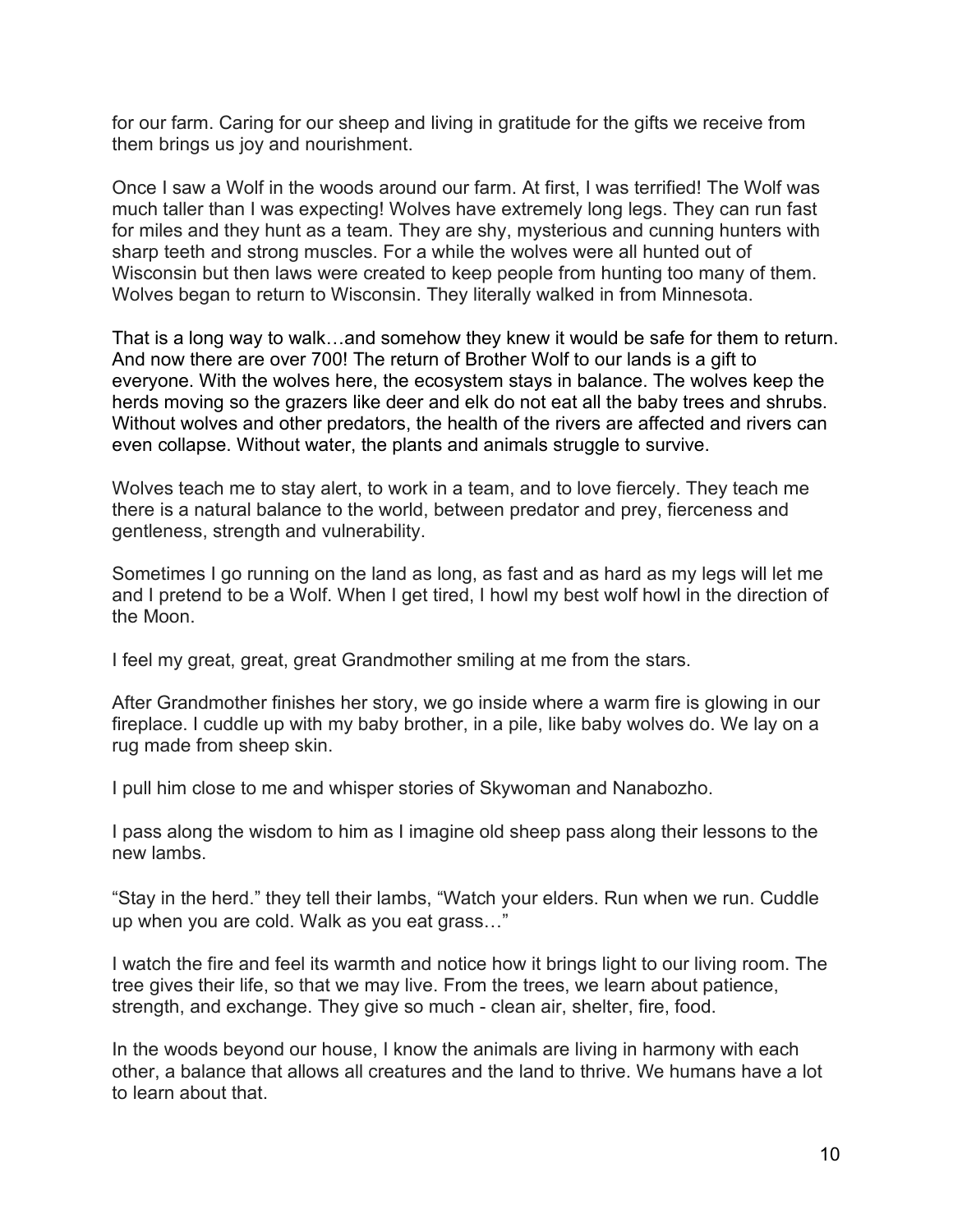for our farm. Caring for our sheep and living in gratitude for the gifts we receive from them brings us joy and nourishment.

Once I saw a Wolf in the woods around our farm. At first, I was terrified! The Wolf was much taller than I was expecting! Wolves have extremely long legs. They can run fast for miles and they hunt as a team. They are shy, mysterious and cunning hunters with sharp teeth and strong muscles. For a while the wolves were all hunted out of Wisconsin but then laws were created to keep people from hunting too many of them. Wolves began to return to Wisconsin. They literally walked in from Minnesota.

That is a long way to walk…and somehow they knew it would be safe for them to return. And now there are over 700! The return of Brother Wolf to our lands is a gift to everyone. With the wolves here, the ecosystem stays in balance. The wolves keep the herds moving so the grazers like deer and elk do not eat all the baby trees and shrubs. Without wolves and other predators, the health of the rivers are affected and rivers can even collapse. Without water, the plants and animals struggle to survive.

Wolves teach me to stay alert, to work in a team, and to love fiercely. They teach me there is a natural balance to the world, between predator and prey, fierceness and gentleness, strength and vulnerability.

Sometimes I go running on the land as long, as fast and as hard as my legs will let me and I pretend to be a Wolf. When I get tired, I howl my best wolf howl in the direction of the Moon.

I feel my great, great, great Grandmother smiling at me from the stars.

After Grandmother finishes her story, we go inside where a warm fire is glowing in our fireplace. I cuddle up with my baby brother, in a pile, like baby wolves do. We lay on a rug made from sheep skin.

I pull him close to me and whisper stories of Skywoman and Nanabozho.

I pass along the wisdom to him as I imagine old sheep pass along their lessons to the new lambs.

"Stay in the herd." they tell their lambs, "Watch your elders. Run when we run. Cuddle up when you are cold. Walk as you eat grass…"

I watch the fire and feel its warmth and notice how it brings light to our living room. The tree gives their life, so that we may live. From the trees, we learn about patience, strength, and exchange. They give so much - clean air, shelter, fire, food.

In the woods beyond our house, I know the animals are living in harmony with each other, a balance that allows all creatures and the land to thrive. We humans have a lot to learn about that.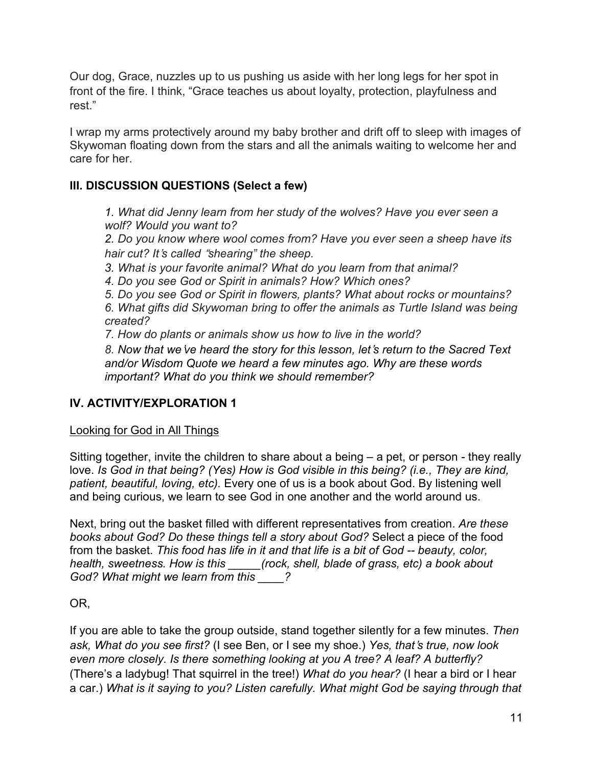Our dog, Grace, nuzzles up to us pushing us aside with her long legs for her spot in front of the fire. I think, "Grace teaches us about loyalty, protection, playfulness and rest."

I wrap my arms protectively around my baby brother and drift off to sleep with images of Skywoman floating down from the stars and all the animals waiting to welcome her and care for her.

## III. DISCUSSION QUESTIONS (Select a few)

> *1. What did Jenny learn from her study of the wolves? Have you ever seen a wolf? Would you want to?*
> *2. Do you know where wool comes from? Have you ever seen a sheep have its hair cut? It's called "shearing" the sheep.*
> *3. What is your favorite animal? What do you learn from that animal?*
> *4. Do you see God or Spirit in animals? How? Which ones?*
> *5. Do you see God or Spirit in flowers, plants? What about rocks or mountains?*
> *6. What gifts did Skywoman bring to offer the animals as Turtle Island was being created?*
> *7. How do plants or animals show us how to live in the world?*
> *8. Now that we've heard the story for this lesson, let's return to the Sacred Text and/or Wisdom Quote we heard a few minutes ago. Why are these words important? What do you think we should remember?*

## IV. ACTIVITY/EXPLORATION 1

Looking for God in All Things

Sitting together, invite the children to share about a being – a pet, or person - they really love. *Is God in that being? (Yes) How is God visible in this being? (i.e., They are kind, patient, beautiful, loving, etc).* Every one of us is a book about God. By listening well and being curious, we learn to see God in one another and the world around us.

Next, bring out the basket filled with different representatives from creation. *Are these books about God? Do these things tell a story about God?* Select a piece of the food from the basket. *This food has life in it and that life is a bit of God -- beauty, color, health, sweetness. How is this _____(rock, shell, blade of grass, etc) a book about God? What might we learn from this ____?*

OR,

If you are able to take the group outside, stand together silently for a few minutes. *Then ask, What do you see first?* (I see Ben, or I see my shoe.) *Yes, that's true, now look even more closely. Is there something looking at you A tree? A leaf? A butterfly?* (There's a ladybug! That squirrel in the tree!) *What do you hear?* (I hear a bird or I hear a car.) *What is it saying to you? Listen carefully. What might God be saying through that*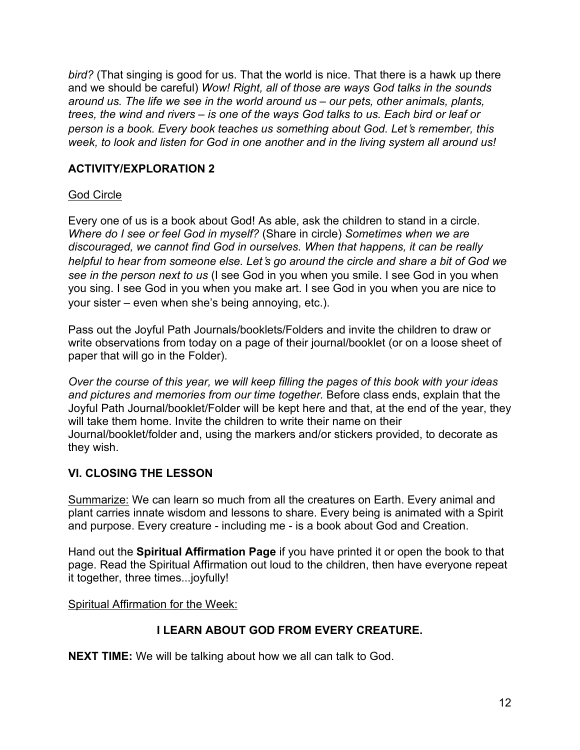*bird?* (That singing is good for us. That the world is nice. That there is a hawk up there and we should be careful) *Wow! Right, all of those are ways God talks in the sounds around us. The life we see in the world around us – our pets, other animals, plants, trees, the wind and rivers – is one of the ways God talks to us. Each bird or leaf or person is a book. Every book teaches us something about God. Let's remember, this week, to look and listen for God in one another and in the living system all around us!*

## ACTIVITY/EXPLORATION 2

<u>God Circle</u>

Every one of us is a book about God! As able, ask the children to stand in a circle. *Where do I see or feel God in myself?* (Share in circle) *Sometimes when we are discouraged, we cannot find God in ourselves. When that happens, it can be really helpful to hear from someone else. Let's go around the circle and share a bit of God we see in the person next to us* (I see God in you when you smile. I see God in you when you sing. I see God in you when you make art. I see God in you when you are nice to your sister – even when she's being annoying, etc.).

Pass out the Joyful Path Journals/booklets/Folders and invite the children to draw or write observations from today on a page of their journal/booklet (or on a loose sheet of paper that will go in the Folder).

*Over the course of this year, we will keep filling the pages of this book with your ideas and pictures and memories from our time together.* Before class ends, explain that the Joyful Path Journal/booklet/Folder will be kept here and that, at the end of the year, they will take them home. Invite the children to write their name on their Journal/booklet/folder and, using the markers and/or stickers provided, to decorate as they wish.

## VI. CLOSING THE LESSON

<u>Summarize:</u> We can learn so much from all the creatures on Earth. Every animal and plant carries innate wisdom and lessons to share. Every being is animated with a Spirit and purpose. Every creature - including me - is a book about God and Creation.

Hand out the **Spiritual Affirmation Page** if you have printed it or open the book to that page. Read the Spiritual Affirmation out loud to the children, then have everyone repeat it together, three times...joyfully!

<u>Spiritual Affirmation for the Week:</u>

**I LEARN ABOUT GOD FROM EVERY CREATURE.**

**NEXT TIME:** We will be talking about how we all can talk to God.